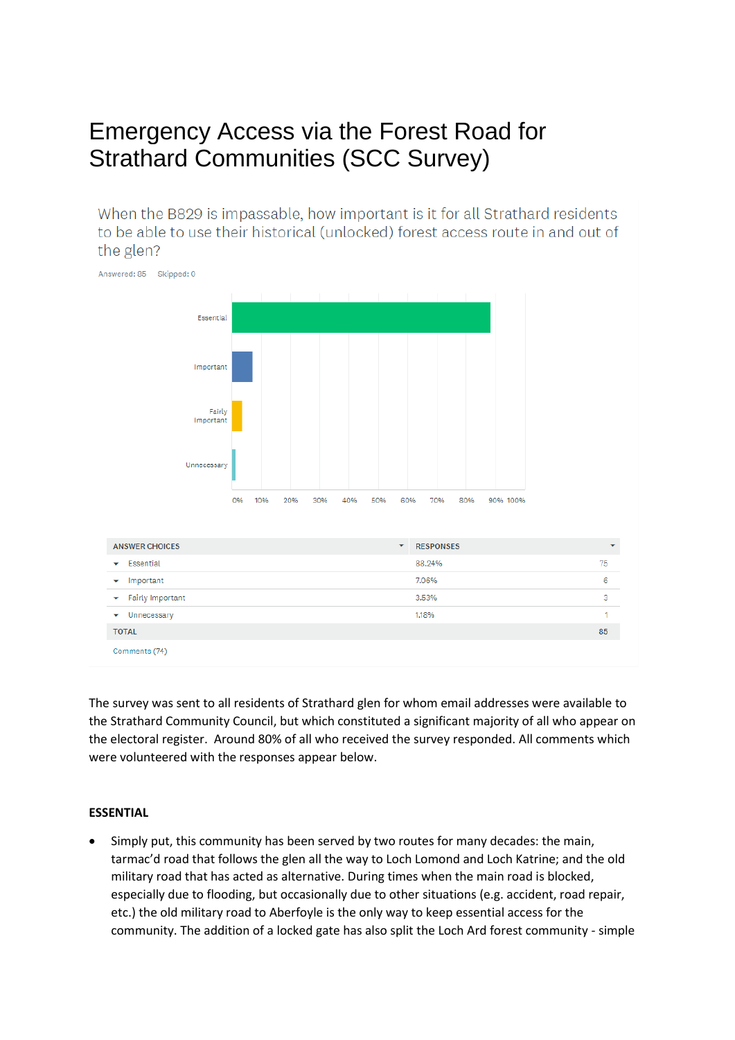# Emergency Access via the Forest Road for Strathard Communities (SCC Survey)

When the B829 is impassable, how important is it for all Strathard residents to be able to use their historical (unlocked) forest access route in and out of the glen?

Answered: 85    Skipped: 0

Essential

Important

Fairly Important

Unnecessary

0% 10% 20% 30% 40% 50% 60% 70% 80% 90% 100%

| ANSWER CHOICES | RESPONSES | |
|---|---|---|
| Essential | 88.24% | 75 |
| Important | 7.06% | 6 |
| Fairly Important | 3.53% | 3 |
| Unnecessary | 1.18% | 1 |
| TOTAL | | 85 |

Comments (74)

The survey was sent to all residents of Strathard glen for whom email addresses were available to the Strathard Community Council, but which constituted a significant majority of all who appear on the electoral register. Around 80% of all who received the survey responded. All comments which were volunteered with the responses appear below.

**ESSENTIAL**

- Simply put, this community has been served by two routes for many decades: the main, tarmac'd road that follows the glen all the way to Loch Lomond and Loch Katrine; and the old military road that has acted as alternative. During times when the main road is blocked, especially due to flooding, but occasionally due to other situations (e.g. accident, road repair, etc.) the old military road to Aberfoyle is the only way to keep essential access for the community. The addition of a locked gate has also split the Loch Ard forest community - simple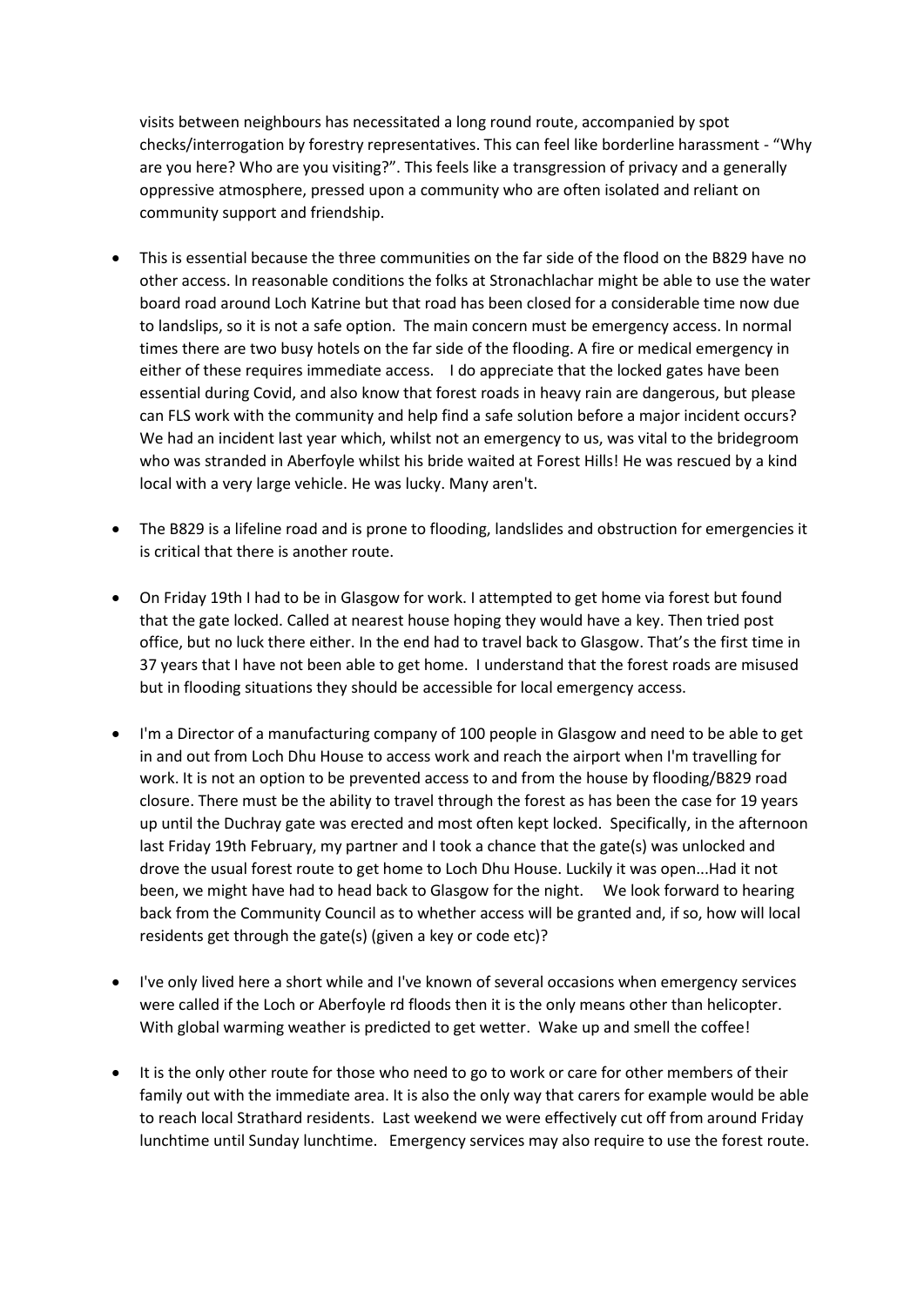visits between neighbours has necessitated a long round route, accompanied by spot checks/interrogation by forestry representatives. This can feel like borderline harassment - "Why are you here? Who are you visiting?". This feels like a transgression of privacy and a generally oppressive atmosphere, pressed upon a community who are often isolated and reliant on community support and friendship.

- This is essential because the three communities on the far side of the flood on the B829 have no other access. In reasonable conditions the folks at Stronachlachar might be able to use the water board road around Loch Katrine but that road has been closed for a considerable time now due to landslips, so it is not a safe option. The main concern must be emergency access. In normal times there are two busy hotels on the far side of the flooding. A fire or medical emergency in either of these requires immediate access. I do appreciate that the locked gates have been essential during Covid, and also know that forest roads in heavy rain are dangerous, but please can FLS work with the community and help find a safe solution before a major incident occurs? We had an incident last year which, whilst not an emergency to us, was vital to the bridegroom who was stranded in Aberfoyle whilst his bride waited at Forest Hills! He was rescued by a kind local with a very large vehicle. He was lucky. Many aren't.

- The B829 is a lifeline road and is prone to flooding, landslides and obstruction for emergencies it is critical that there is another route.

- On Friday 19th I had to be in Glasgow for work. I attempted to get home via forest but found that the gate locked. Called at nearest house hoping they would have a key. Then tried post office, but no luck there either. In the end had to travel back to Glasgow. That's the first time in 37 years that I have not been able to get home. I understand that the forest roads are misused but in flooding situations they should be accessible for local emergency access.

- I'm a Director of a manufacturing company of 100 people in Glasgow and need to be able to get in and out from Loch Dhu House to access work and reach the airport when I'm travelling for work. It is not an option to be prevented access to and from the house by flooding/B829 road closure. There must be the ability to travel through the forest as has been the case for 19 years up until the Duchray gate was erected and most often kept locked. Specifically, in the afternoon last Friday 19th February, my partner and I took a chance that the gate(s) was unlocked and drove the usual forest route to get home to Loch Dhu House. Luckily it was open...Had it not been, we might have had to head back to Glasgow for the night. We look forward to hearing back from the Community Council as to whether access will be granted and, if so, how will local residents get through the gate(s) (given a key or code etc)?

- I've only lived here a short while and I've known of several occasions when emergency services were called if the Loch or Aberfoyle rd floods then it is the only means other than helicopter. With global warming weather is predicted to get wetter. Wake up and smell the coffee!

- It is the only other route for those who need to go to work or care for other members of their family out with the immediate area. It is also the only way that carers for example would be able to reach local Strathard residents. Last weekend we were effectively cut off from around Friday lunchtime until Sunday lunchtime. Emergency services may also require to use the forest route.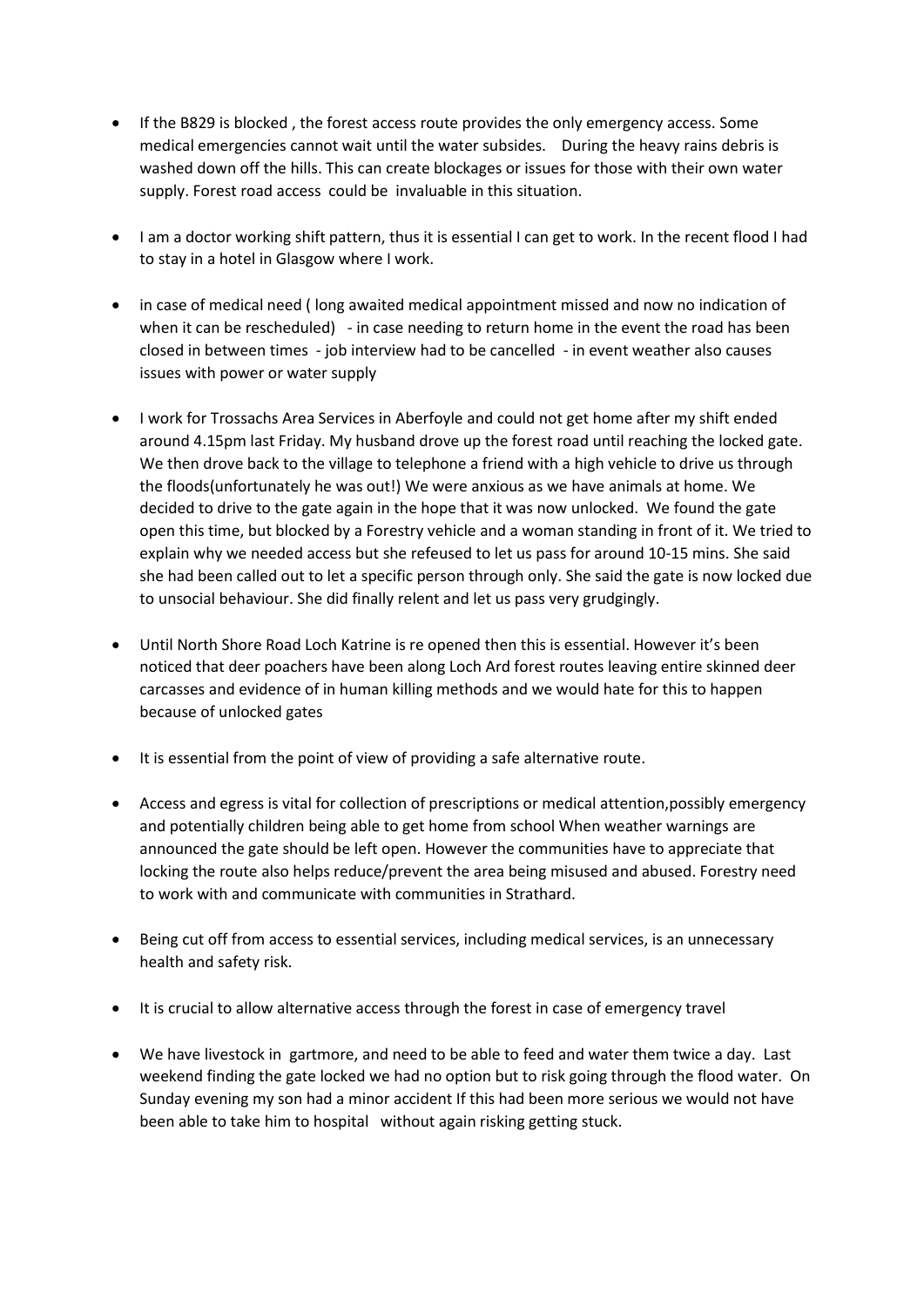- If the B829 is blocked , the forest access route provides the only emergency access. Some medical emergencies cannot wait until the water subsides. During the heavy rains debris is washed down off the hills. This can create blockages or issues for those with their own water supply. Forest road access could be invaluable in this situation.

- I am a doctor working shift pattern, thus it is essential I can get to work. In the recent flood I had to stay in a hotel in Glasgow where I work.

- in case of medical need ( long awaited medical appointment missed and now no indication of when it can be rescheduled) - in case needing to return home in the event the road has been closed in between times - job interview had to be cancelled - in event weather also causes issues with power or water supply

- I work for Trossachs Area Services in Aberfoyle and could not get home after my shift ended around 4.15pm last Friday. My husband drove up the forest road until reaching the locked gate. We then drove back to the village to telephone a friend with a high vehicle to drive us through the floods(unfortunately he was out!) We were anxious as we have animals at home. We decided to drive to the gate again in the hope that it was now unlocked. We found the gate open this time, but blocked by a Forestry vehicle and a woman standing in front of it. We tried to explain why we needed access but she refeused to let us pass for around 10-15 mins. She said she had been called out to let a specific person through only. She said the gate is now locked due to unsocial behaviour. She did finally relent and let us pass very grudgingly.

- Until North Shore Road Loch Katrine is re opened then this is essential. However it's been noticed that deer poachers have been along Loch Ard forest routes leaving entire skinned deer carcasses and evidence of in human killing methods and we would hate for this to happen because of unlocked gates

- It is essential from the point of view of providing a safe alternative route.

- Access and egress is vital for collection of prescriptions or medical attention,possibly emergency and potentially children being able to get home from school When weather warnings are announced the gate should be left open. However the communities have to appreciate that locking the route also helps reduce/prevent the area being misused and abused. Forestry need to work with and communicate with communities in Strathard.

- Being cut off from access to essential services, including medical services, is an unnecessary health and safety risk.

- It is crucial to allow alternative access through the forest in case of emergency travel

- We have livestock in gartmore, and need to be able to feed and water them twice a day. Last weekend finding the gate locked we had no option but to risk going through the flood water. On Sunday evening my son had a minor accident If this had been more serious we would not have been able to take him to hospital without again risking getting stuck.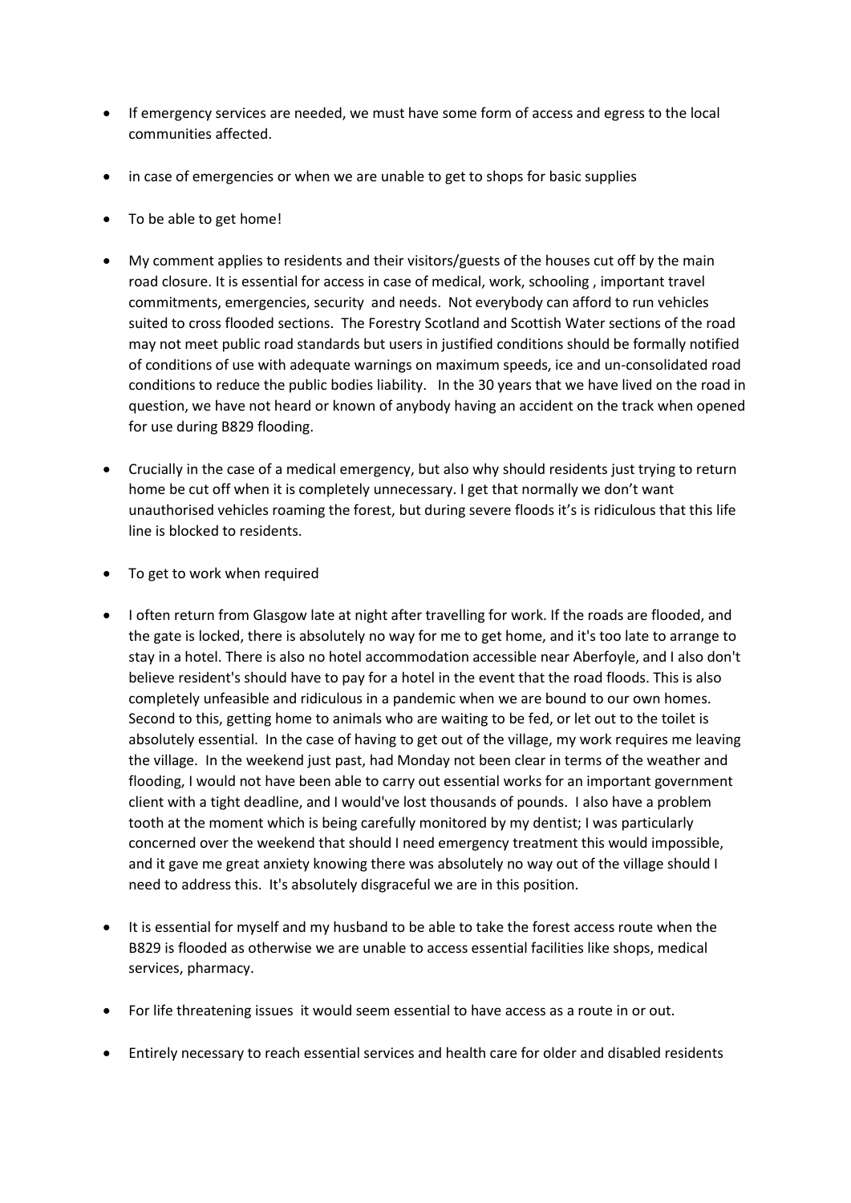- If emergency services are needed, we must have some form of access and egress to the local communities affected.

- in case of emergencies or when we are unable to get to shops for basic supplies

- To be able to get home!

- My comment applies to residents and their visitors/guests of the houses cut off by the main road closure. It is essential for access in case of medical, work, schooling , important travel commitments, emergencies, security and needs. Not everybody can afford to run vehicles suited to cross flooded sections. The Forestry Scotland and Scottish Water sections of the road may not meet public road standards but users in justified conditions should be formally notified of conditions of use with adequate warnings on maximum speeds, ice and un-consolidated road conditions to reduce the public bodies liability. In the 30 years that we have lived on the road in question, we have not heard or known of anybody having an accident on the track when opened for use during B829 flooding.

- Crucially in the case of a medical emergency, but also why should residents just trying to return home be cut off when it is completely unnecessary. I get that normally we don't want unauthorised vehicles roaming the forest, but during severe floods it's is ridiculous that this life line is blocked to residents.

- To get to work when required

- I often return from Glasgow late at night after travelling for work. If the roads are flooded, and the gate is locked, there is absolutely no way for me to get home, and it's too late to arrange to stay in a hotel. There is also no hotel accommodation accessible near Aberfoyle, and I also don't believe resident's should have to pay for a hotel in the event that the road floods. This is also completely unfeasible and ridiculous in a pandemic when we are bound to our own homes. Second to this, getting home to animals who are waiting to be fed, or let out to the toilet is absolutely essential. In the case of having to get out of the village, my work requires me leaving the village. In the weekend just past, had Monday not been clear in terms of the weather and flooding, I would not have been able to carry out essential works for an important government client with a tight deadline, and I would've lost thousands of pounds. I also have a problem tooth at the moment which is being carefully monitored by my dentist; I was particularly concerned over the weekend that should I need emergency treatment this would impossible, and it gave me great anxiety knowing there was absolutely no way out of the village should I need to address this. It's absolutely disgraceful we are in this position.

- It is essential for myself and my husband to be able to take the forest access route when the B829 is flooded as otherwise we are unable to access essential facilities like shops, medical services, pharmacy.

- For life threatening issues it would seem essential to have access as a route in or out.

- Entirely necessary to reach essential services and health care for older and disabled residents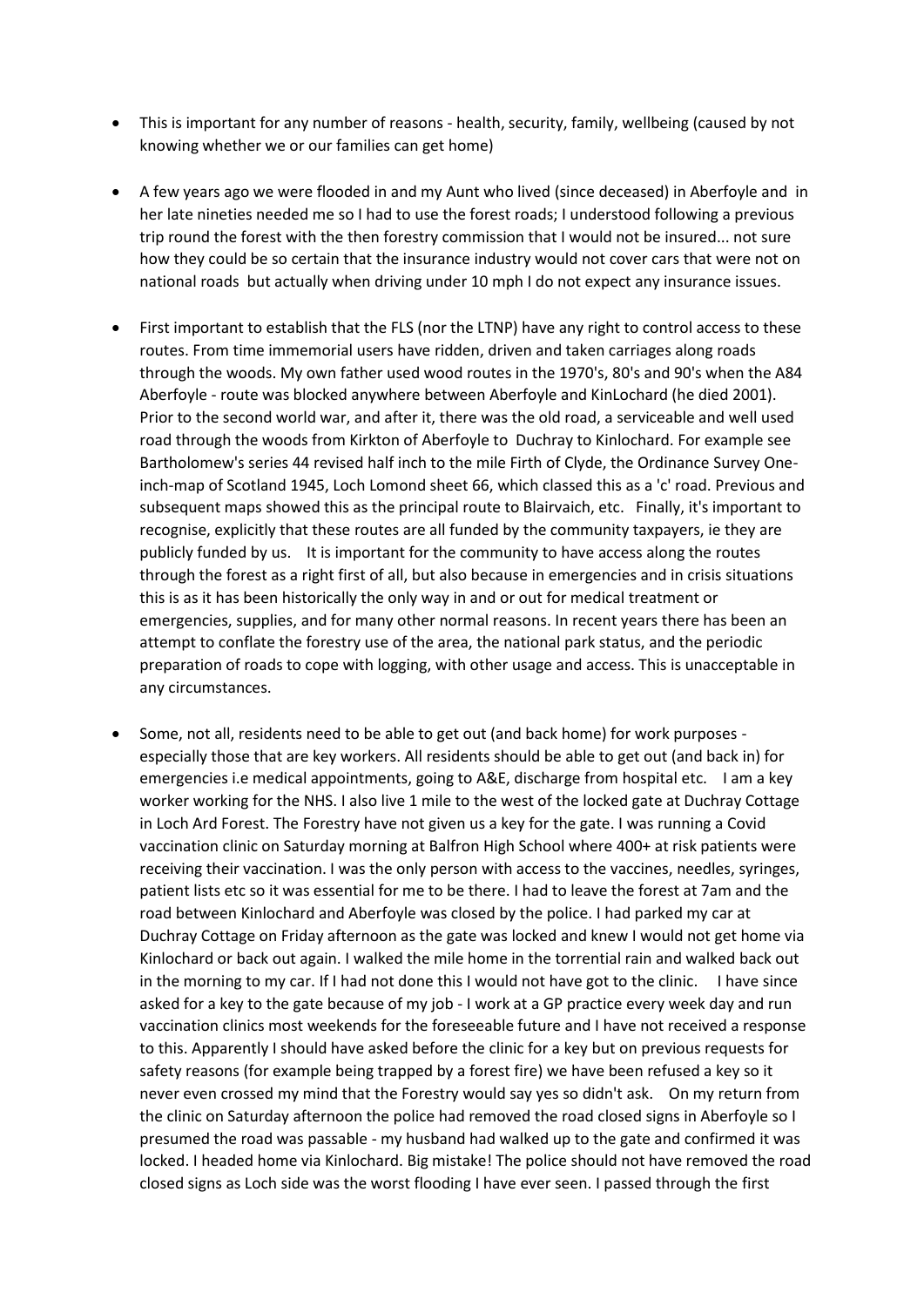- This is important for any number of reasons - health, security, family, wellbeing (caused by not knowing whether we or our families can get home)

- A few years ago we were flooded in and my Aunt who lived (since deceased) in Aberfoyle and in her late nineties needed me so I had to use the forest roads; I understood following a previous trip round the forest with the then forestry commission that I would not be insured... not sure how they could be so certain that the insurance industry would not cover cars that were not on national roads but actually when driving under 10 mph I do not expect any insurance issues.

- First important to establish that the FLS (nor the LTNP) have any right to control access to these routes. From time immemorial users have ridden, driven and taken carriages along roads through the woods. My own father used wood routes in the 1970's, 80's and 90's when the A84 Aberfoyle - route was blocked anywhere between Aberfoyle and KinLochard (he died 2001). Prior to the second world war, and after it, there was the old road, a serviceable and well used road through the woods from Kirkton of Aberfoyle to Duchray to Kinlochard. For example see Bartholomew's series 44 revised half inch to the mile Firth of Clyde, the Ordinance Survey One-inch-map of Scotland 1945, Loch Lomond sheet 66, which classed this as a 'c' road. Previous and subsequent maps showed this as the principal route to Blairvaich, etc. Finally, it's important to recognise, explicitly that these routes are all funded by the community taxpayers, ie they are publicly funded by us. It is important for the community to have access along the routes through the forest as a right first of all, but also because in emergencies and in crisis situations this is as it has been historically the only way in and or out for medical treatment or emergencies, supplies, and for many other normal reasons. In recent years there has been an attempt to conflate the forestry use of the area, the national park status, and the periodic preparation of roads to cope with logging, with other usage and access. This is unacceptable in any circumstances.

- Some, not all, residents need to be able to get out (and back home) for work purposes - especially those that are key workers. All residents should be able to get out (and back in) for emergencies i.e medical appointments, going to A&E, discharge from hospital etc. I am a key worker working for the NHS. I also live 1 mile to the west of the locked gate at Duchray Cottage in Loch Ard Forest. The Forestry have not given us a key for the gate. I was running a Covid vaccination clinic on Saturday morning at Balfron High School where 400+ at risk patients were receiving their vaccination. I was the only person with access to the vaccines, needles, syringes, patient lists etc so it was essential for me to be there. I had to leave the forest at 7am and the road between Kinlochard and Aberfoyle was closed by the police. I had parked my car at Duchray Cottage on Friday afternoon as the gate was locked and knew I would not get home via Kinlochard or back out again. I walked the mile home in the torrential rain and walked back out in the morning to my car. If I had not done this I would not have got to the clinic. I have since asked for a key to the gate because of my job - I work at a GP practice every week day and run vaccination clinics most weekends for the foreseeable future and I have not received a response to this. Apparently I should have asked before the clinic for a key but on previous requests for safety reasons (for example being trapped by a forest fire) we have been refused a key so it never even crossed my mind that the Forestry would say yes so didn't ask. On my return from the clinic on Saturday afternoon the police had removed the road closed signs in Aberfoyle so I presumed the road was passable - my husband had walked up to the gate and confirmed it was locked. I headed home via Kinlochard. Big mistake! The police should not have removed the road closed signs as Loch side was the worst flooding I have ever seen. I passed through the first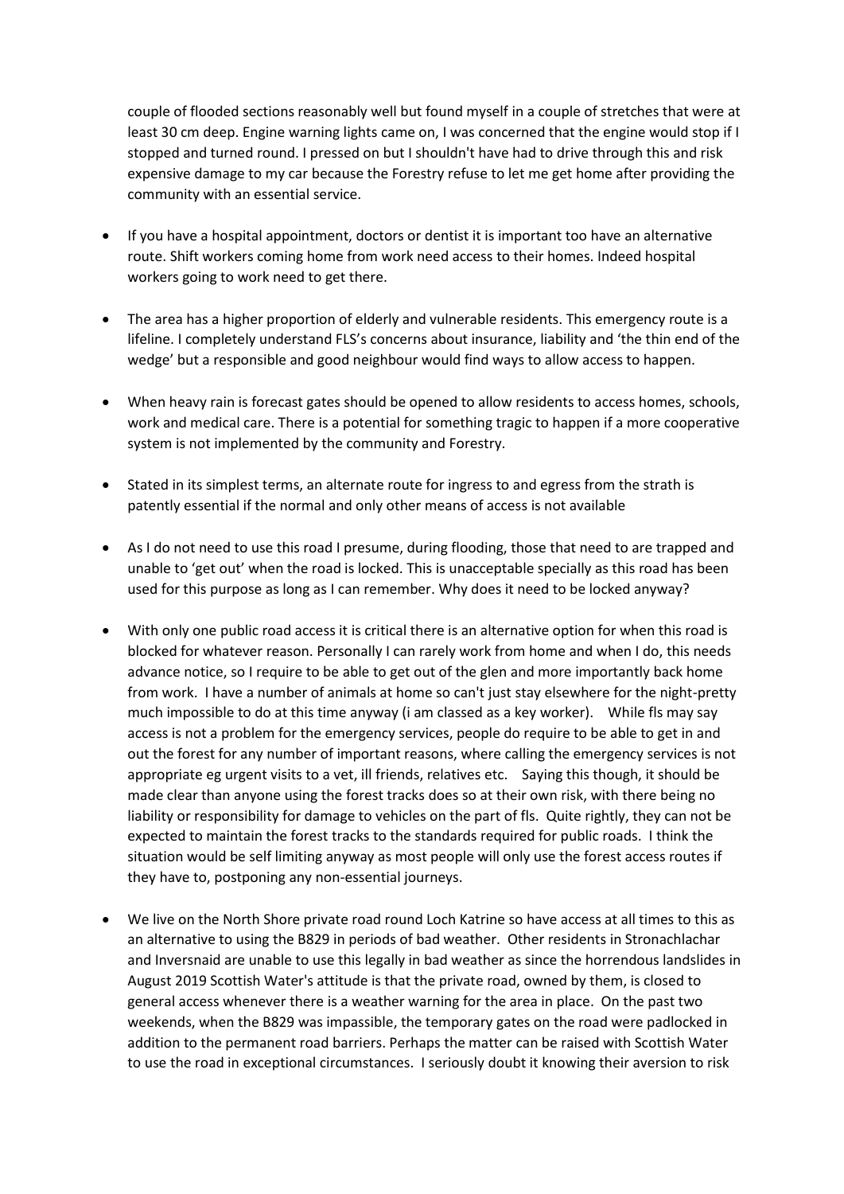couple of flooded sections reasonably well but found myself in a couple of stretches that were at least 30 cm deep. Engine warning lights came on, I was concerned that the engine would stop if I stopped and turned round. I pressed on but I shouldn't have had to drive through this and risk expensive damage to my car because the Forestry refuse to let me get home after providing the community with an essential service.

- If you have a hospital appointment, doctors or dentist it is important too have an alternative route. Shift workers coming home from work need access to their homes. Indeed hospital workers going to work need to get there.

- The area has a higher proportion of elderly and vulnerable residents. This emergency route is a lifeline. I completely understand FLS's concerns about insurance, liability and 'the thin end of the wedge' but a responsible and good neighbour would find ways to allow access to happen.

- When heavy rain is forecast gates should be opened to allow residents to access homes, schools, work and medical care. There is a potential for something tragic to happen if a more cooperative system is not implemented by the community and Forestry.

- Stated in its simplest terms, an alternate route for ingress to and egress from the strath is patently essential if the normal and only other means of access is not available

- As I do not need to use this road I presume, during flooding, those that need to are trapped and unable to 'get out' when the road is locked. This is unacceptable specially as this road has been used for this purpose as long as I can remember. Why does it need to be locked anyway?

- With only one public road access it is critical there is an alternative option for when this road is blocked for whatever reason. Personally I can rarely work from home and when I do, this needs advance notice, so I require to be able to get out of the glen and more importantly back home from work. I have a number of animals at home so can't just stay elsewhere for the night-pretty much impossible to do at this time anyway (i am classed as a key worker). While fls may say access is not a problem for the emergency services, people do require to be able to get in and out the forest for any number of important reasons, where calling the emergency services is not appropriate eg urgent visits to a vet, ill friends, relatives etc. Saying this though, it should be made clear than anyone using the forest tracks does so at their own risk, with there being no liability or responsibility for damage to vehicles on the part of fls. Quite rightly, they can not be expected to maintain the forest tracks to the standards required for public roads. I think the situation would be self limiting anyway as most people will only use the forest access routes if they have to, postponing any non-essential journeys.

- We live on the North Shore private road round Loch Katrine so have access at all times to this as an alternative to using the B829 in periods of bad weather. Other residents in Stronachlachar and Inversnaid are unable to use this legally in bad weather as since the horrendous landslides in August 2019 Scottish Water's attitude is that the private road, owned by them, is closed to general access whenever there is a weather warning for the area in place. On the past two weekends, when the B829 was impassible, the temporary gates on the road were padlocked in addition to the permanent road barriers. Perhaps the matter can be raised with Scottish Water to use the road in exceptional circumstances. I seriously doubt it knowing their aversion to risk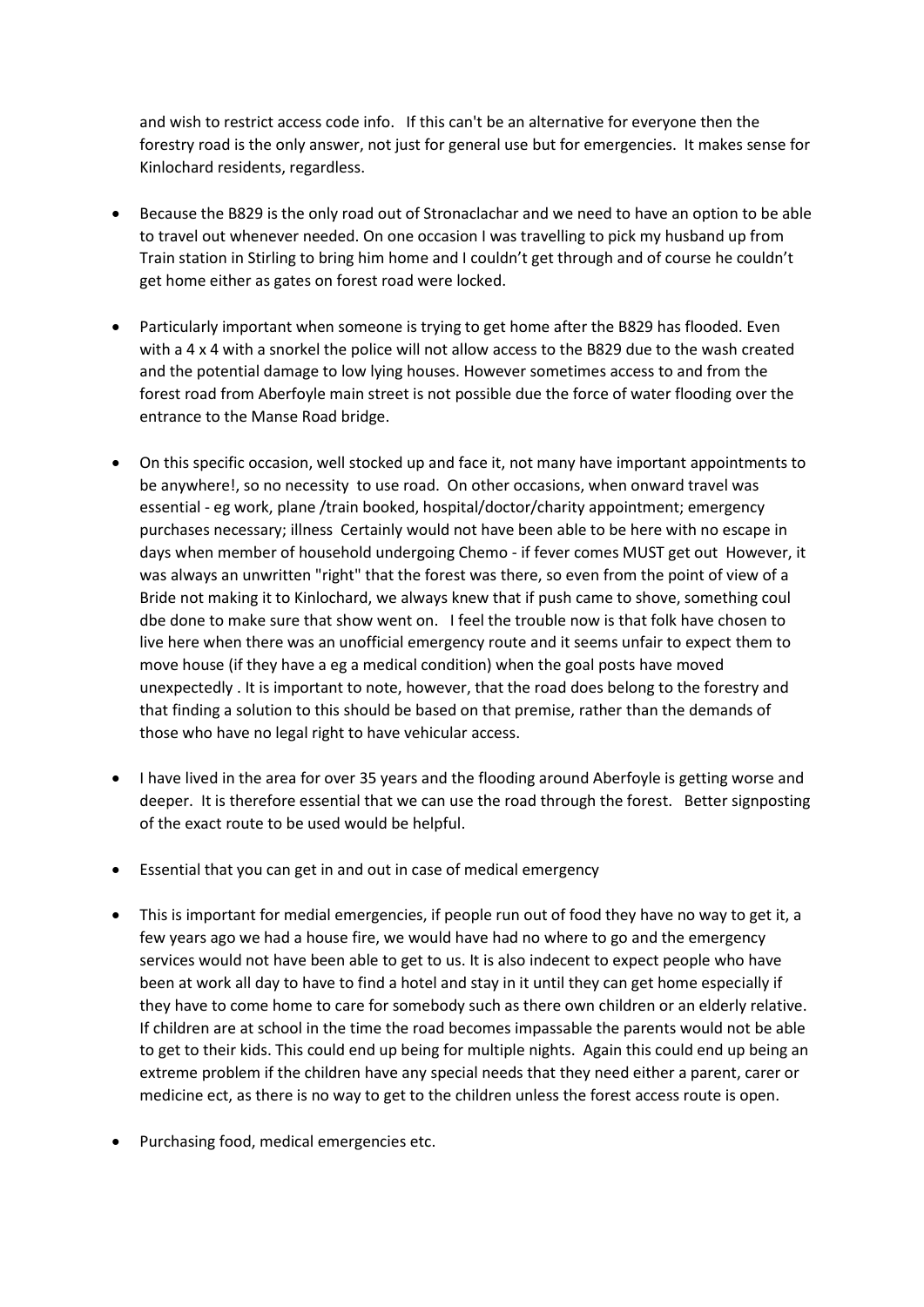and wish to restrict access code info. If this can't be an alternative for everyone then the forestry road is the only answer, not just for general use but for emergencies. It makes sense for Kinlochard residents, regardless.

- Because the B829 is the only road out of Stronaclachar and we need to have an option to be able to travel out whenever needed. On one occasion I was travelling to pick my husband up from Train station in Stirling to bring him home and I couldn't get through and of course he couldn't get home either as gates on forest road were locked.

- Particularly important when someone is trying to get home after the B829 has flooded. Even with a 4 x 4 with a snorkel the police will not allow access to the B829 due to the wash created and the potential damage to low lying houses. However sometimes access to and from the forest road from Aberfoyle main street is not possible due the force of water flooding over the entrance to the Manse Road bridge.

- On this specific occasion, well stocked up and face it, not many have important appointments to be anywhere!, so no necessity to use road. On other occasions, when onward travel was essential - eg work, plane /train booked, hospital/doctor/charity appointment; emergency purchases necessary; illness Certainly would not have been able to be here with no escape in days when member of household undergoing Chemo - if fever comes MUST get out However, it was always an unwritten "right" that the forest was there, so even from the point of view of a Bride not making it to Kinlochard, we always knew that if push came to shove, something coul dbe done to make sure that show went on. I feel the trouble now is that folk have chosen to live here when there was an unofficial emergency route and it seems unfair to expect them to move house (if they have a eg a medical condition) when the goal posts have moved unexpectedly . It is important to note, however, that the road does belong to the forestry and that finding a solution to this should be based on that premise, rather than the demands of those who have no legal right to have vehicular access.

- I have lived in the area for over 35 years and the flooding around Aberfoyle is getting worse and deeper. It is therefore essential that we can use the road through the forest. Better signposting of the exact route to be used would be helpful.

- Essential that you can get in and out in case of medical emergency

- This is important for medial emergencies, if people run out of food they have no way to get it, a few years ago we had a house fire, we would have had no where to go and the emergency services would not have been able to get to us. It is also indecent to expect people who have been at work all day to have to find a hotel and stay in it until they can get home especially if they have to come home to care for somebody such as there own children or an elderly relative. If children are at school in the time the road becomes impassable the parents would not be able to get to their kids. This could end up being for multiple nights. Again this could end up being an extreme problem if the children have any special needs that they need either a parent, carer or medicine ect, as there is no way to get to the children unless the forest access route is open.

- Purchasing food, medical emergencies etc.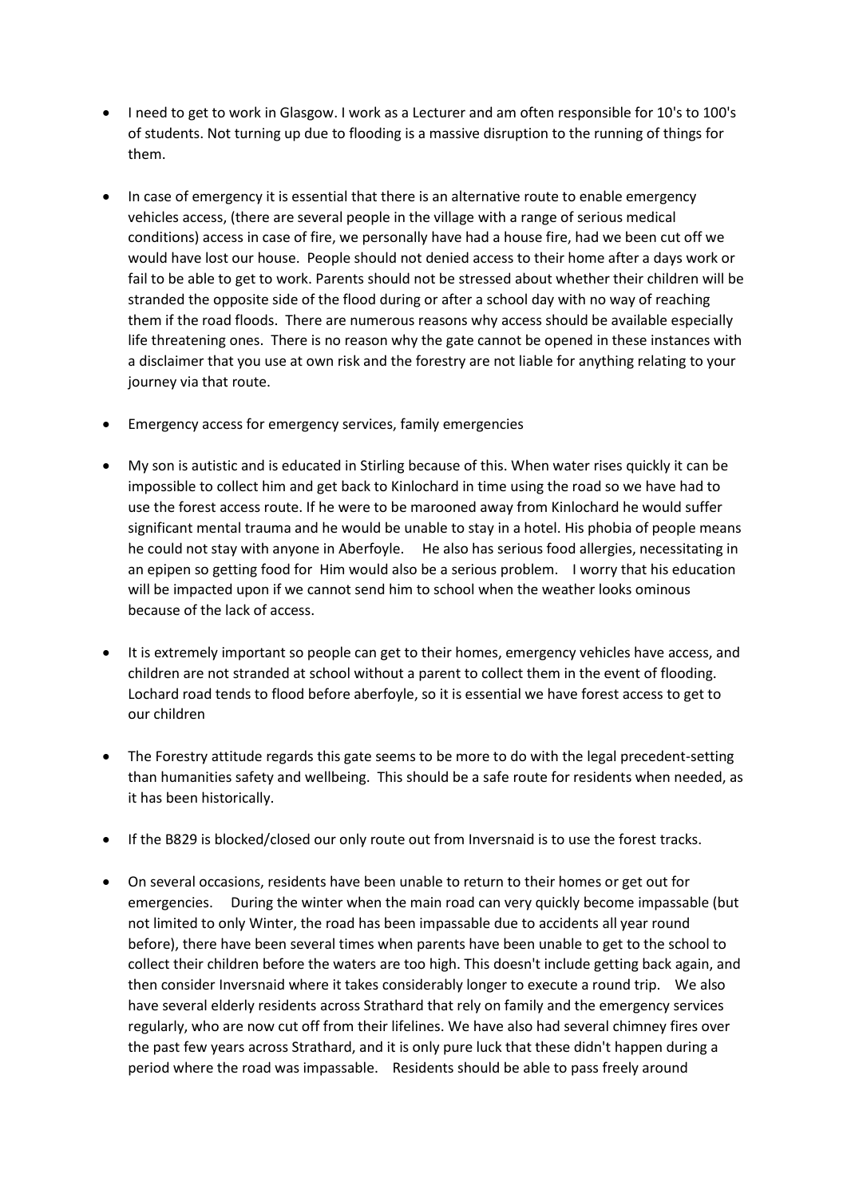- I need to get to work in Glasgow. I work as a Lecturer and am often responsible for 10's to 100's of students. Not turning up due to flooding is a massive disruption to the running of things for them.

- In case of emergency it is essential that there is an alternative route to enable emergency vehicles access, (there are several people in the village with a range of serious medical conditions) access in case of fire, we personally have had a house fire, had we been cut off we would have lost our house. People should not denied access to their home after a days work or fail to be able to get to work. Parents should not be stressed about whether their children will be stranded the opposite side of the flood during or after a school day with no way of reaching them if the road floods. There are numerous reasons why access should be available especially life threatening ones. There is no reason why the gate cannot be opened in these instances with a disclaimer that you use at own risk and the forestry are not liable for anything relating to your journey via that route.

- Emergency access for emergency services, family emergencies

- My son is autistic and is educated in Stirling because of this. When water rises quickly it can be impossible to collect him and get back to Kinlochard in time using the road so we have had to use the forest access route. If he were to be marooned away from Kinlochard he would suffer significant mental trauma and he would be unable to stay in a hotel. His phobia of people means he could not stay with anyone in Aberfoyle. He also has serious food allergies, necessitating in an epipen so getting food for Him would also be a serious problem. I worry that his education will be impacted upon if we cannot send him to school when the weather looks ominous because of the lack of access.

- It is extremely important so people can get to their homes, emergency vehicles have access, and children are not stranded at school without a parent to collect them in the event of flooding. Lochard road tends to flood before aberfoyle, so it is essential we have forest access to get to our children

- The Forestry attitude regards this gate seems to be more to do with the legal precedent-setting than humanities safety and wellbeing. This should be a safe route for residents when needed, as it has been historically.

- If the B829 is blocked/closed our only route out from Inversnaid is to use the forest tracks.

- On several occasions, residents have been unable to return to their homes or get out for emergencies. During the winter when the main road can very quickly become impassable (but not limited to only Winter, the road has been impassable due to accidents all year round before), there have been several times when parents have been unable to get to the school to collect their children before the waters are too high. This doesn't include getting back again, and then consider Inversnaid where it takes considerably longer to execute a round trip. We also have several elderly residents across Strathard that rely on family and the emergency services regularly, who are now cut off from their lifelines. We have also had several chimney fires over the past few years across Strathard, and it is only pure luck that these didn't happen during a period where the road was impassable. Residents should be able to pass freely around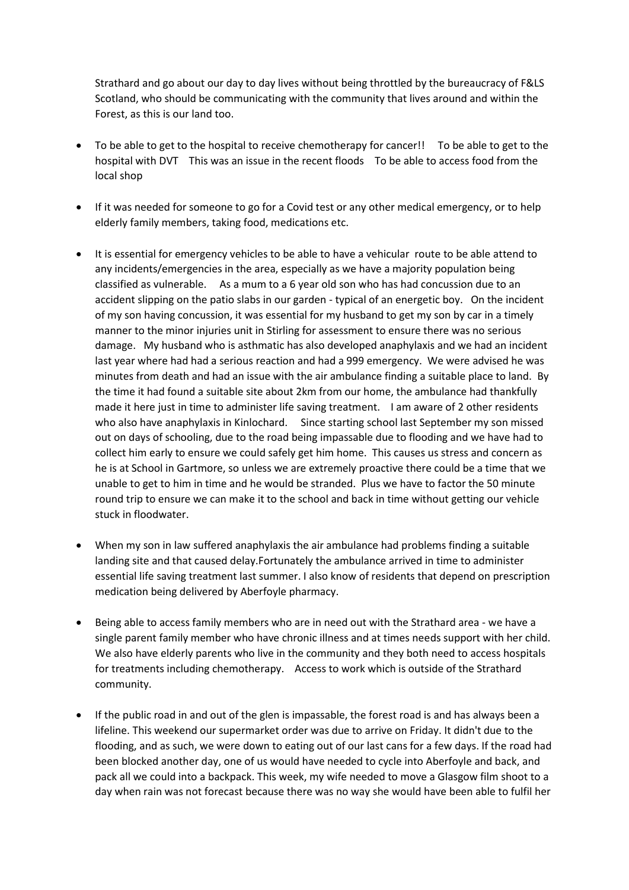Strathard and go about our day to day lives without being throttled by the bureaucracy of F&LS Scotland, who should be communicating with the community that lives around and within the Forest, as this is our land too.

- To be able to get to the hospital to receive chemotherapy for cancer!!    To be able to get to the hospital with DVT    This was an issue in the recent floods    To be able to access food from the local shop

- If it was needed for someone to go for a Covid test or any other medical emergency, or to help elderly family members, taking food, medications etc.

- It is essential for emergency vehicles to be able to have a vehicular route to be able attend to any incidents/emergencies in the area, especially as we have a majority population being classified as vulnerable.    As a mum to a 6 year old son who has had concussion due to an accident slipping on the patio slabs in our garden - typical of an energetic boy.   On the incident of my son having concussion, it was essential for my husband to get my son by car in a timely manner to the minor injuries unit in Stirling for assessment to ensure there was no serious damage.   My husband who is asthmatic has also developed anaphylaxis and we had an incident last year where had had a serious reaction and had a 999 emergency.  We were advised he was minutes from death and had an issue with the air ambulance finding a suitable place to land.  By the time it had found a suitable site about 2km from our home, the ambulance had thankfully made it here just in time to administer life saving treatment.    I am aware of 2 other residents who also have anaphylaxis in Kinlochard.    Since starting school last September my son missed out on days of schooling, due to the road being impassable due to flooding and we have had to collect him early to ensure we could safely get him home.  This causes us stress and concern as he is at School in Gartmore, so unless we are extremely proactive there could be a time that we unable to get to him in time and he would be stranded.  Plus we have to factor the 50 minute round trip to ensure we can make it to the school and back in time without getting our vehicle stuck in floodwater.

- When my son in law suffered anaphylaxis the air ambulance had problems finding a suitable landing site and that caused delay.Fortunately the ambulance arrived in time to administer essential life saving treatment last summer. I also know of residents that depend on prescription medication being delivered by Aberfoyle pharmacy.

- Being able to access family members who are in need out with the Strathard area - we have a single parent family member who have chronic illness and at times needs support with her child. We also have elderly parents who live in the community and they both need to access hospitals for treatments including chemotherapy.    Access to work which is outside of the Strathard community.

- If the public road in and out of the glen is impassable, the forest road is and has always been a lifeline. This weekend our supermarket order was due to arrive on Friday. It didn't due to the flooding, and as such, we were down to eating out of our last cans for a few days. If the road had been blocked another day, one of us would have needed to cycle into Aberfoyle and back, and pack all we could into a backpack. This week, my wife needed to move a Glasgow film shoot to a day when rain was not forecast because there was no way she would have been able to fulfil her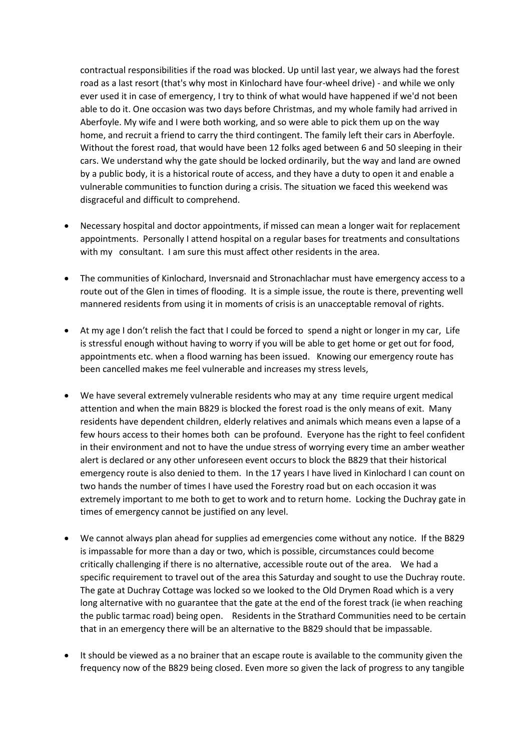contractual responsibilities if the road was blocked. Up until last year, we always had the forest road as a last resort (that's why most in Kinlochard have four-wheel drive) - and while we only ever used it in case of emergency, I try to think of what would have happened if we'd not been able to do it. One occasion was two days before Christmas, and my whole family had arrived in Aberfoyle. My wife and I were both working, and so were able to pick them up on the way home, and recruit a friend to carry the third contingent. The family left their cars in Aberfoyle. Without the forest road, that would have been 12 folks aged between 6 and 50 sleeping in their cars. We understand why the gate should be locked ordinarily, but the way and land are owned by a public body, it is a historical route of access, and they have a duty to open it and enable a vulnerable communities to function during a crisis. The situation we faced this weekend was disgraceful and difficult to comprehend.

- Necessary hospital and doctor appointments, if missed can mean a longer wait for replacement appointments. Personally I attend hospital on a regular bases for treatments and consultations with my consultant. I am sure this must affect other residents in the area.

- The communities of Kinlochard, Inversnaid and Stronachlachar must have emergency access to a route out of the Glen in times of flooding. It is a simple issue, the route is there, preventing well mannered residents from using it in moments of crisis is an unacceptable removal of rights.

- At my age I don't relish the fact that I could be forced to spend a night or longer in my car, Life is stressful enough without having to worry if you will be able to get home or get out for food, appointments etc. when a flood warning has been issued. Knowing our emergency route has been cancelled makes me feel vulnerable and increases my stress levels,

- We have several extremely vulnerable residents who may at any time require urgent medical attention and when the main B829 is blocked the forest road is the only means of exit. Many residents have dependent children, elderly relatives and animals which means even a lapse of a few hours access to their homes both can be profound. Everyone has the right to feel confident in their environment and not to have the undue stress of worrying every time an amber weather alert is declared or any other unforeseen event occurs to block the B829 that their historical emergency route is also denied to them. In the 17 years I have lived in Kinlochard I can count on two hands the number of times I have used the Forestry road but on each occasion it was extremely important to me both to get to work and to return home. Locking the Duchray gate in times of emergency cannot be justified on any level.

- We cannot always plan ahead for supplies ad emergencies come without any notice. If the B829 is impassable for more than a day or two, which is possible, circumstances could become critically challenging if there is no alternative, accessible route out of the area. We had a specific requirement to travel out of the area this Saturday and sought to use the Duchray route. The gate at Duchray Cottage was locked so we looked to the Old Drymen Road which is a very long alternative with no guarantee that the gate at the end of the forest track (ie when reaching the public tarmac road) being open. Residents in the Strathard Communities need to be certain that in an emergency there will be an alternative to the B829 should that be impassable.

- It should be viewed as a no brainer that an escape route is available to the community given the frequency now of the B829 being closed. Even more so given the lack of progress to any tangible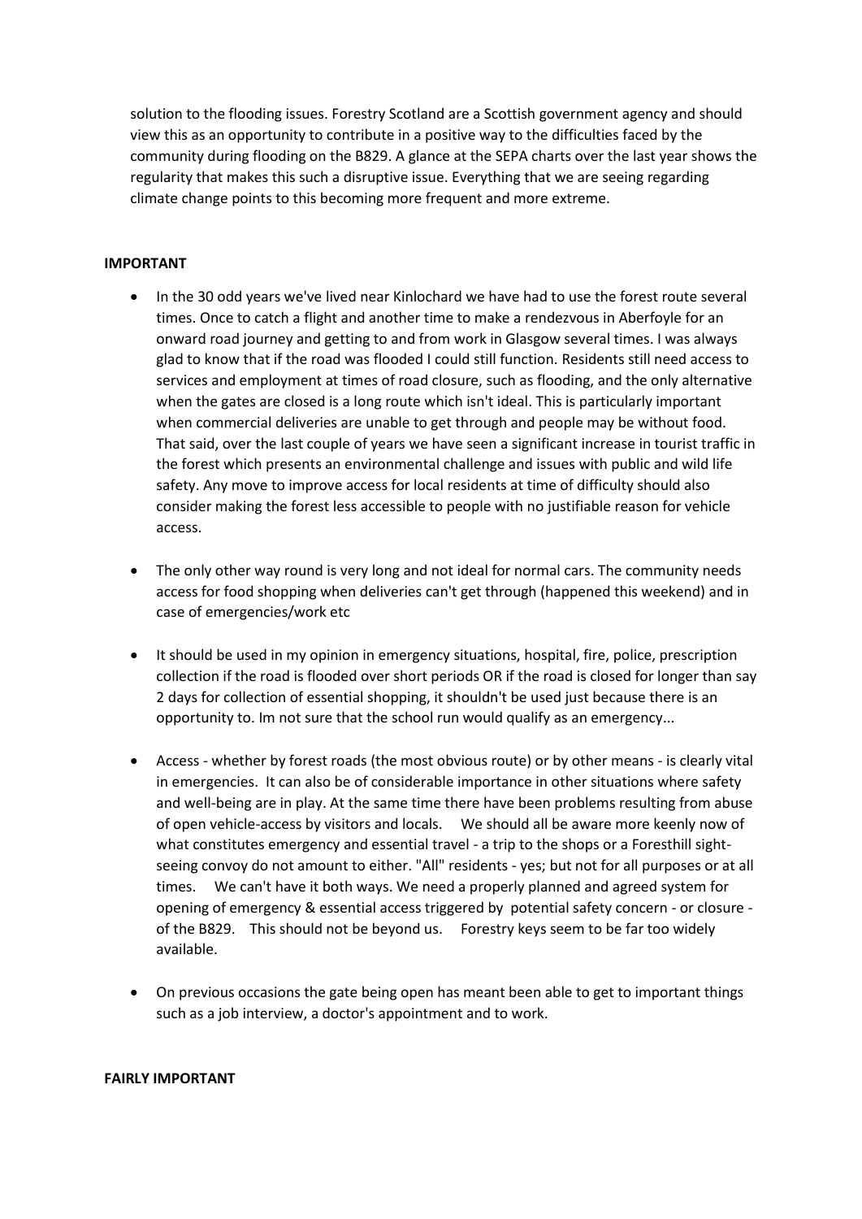solution to the flooding issues. Forestry Scotland are a Scottish government agency and should view this as an opportunity to contribute in a positive way to the difficulties faced by the community during flooding on the B829. A glance at the SEPA charts over the last year shows the regularity that makes this such a disruptive issue. Everything that we are seeing regarding climate change points to this becoming more frequent and more extreme.

**IMPORTANT**

- In the 30 odd years we've lived near Kinlochard we have had to use the forest route several times. Once to catch a flight and another time to make a rendezvous in Aberfoyle for an onward road journey and getting to and from work in Glasgow several times. I was always glad to know that if the road was flooded I could still function. Residents still need access to services and employment at times of road closure, such as flooding, and the only alternative when the gates are closed is a long route which isn't ideal. This is particularly important when commercial deliveries are unable to get through and people may be without food. That said, over the last couple of years we have seen a significant increase in tourist traffic in the forest which presents an environmental challenge and issues with public and wild life safety. Any move to improve access for local residents at time of difficulty should also consider making the forest less accessible to people with no justifiable reason for vehicle access.

- The only other way round is very long and not ideal for normal cars. The community needs access for food shopping when deliveries can't get through (happened this weekend) and in case of emergencies/work etc

- It should be used in my opinion in emergency situations, hospital, fire, police, prescription collection if the road is flooded over short periods OR if the road is closed for longer than say 2 days for collection of essential shopping, it shouldn't be used just because there is an opportunity to. Im not sure that the school run would qualify as an emergency...

- Access - whether by forest roads (the most obvious route) or by other means - is clearly vital in emergencies. It can also be of considerable importance in other situations where safety and well-being are in play. At the same time there have been problems resulting from abuse of open vehicle-access by visitors and locals. We should all be aware more keenly now of what constitutes emergency and essential travel - a trip to the shops or a Foresthill sight-seeing convoy do not amount to either. "All" residents - yes; but not for all purposes or at all times. We can't have it both ways. We need a properly planned and agreed system for opening of emergency & essential access triggered by potential safety concern - or closure - of the B829. This should not be beyond us. Forestry keys seem to be far too widely available.

- On previous occasions the gate being open has meant been able to get to important things such as a job interview, a doctor's appointment and to work.

**FAIRLY IMPORTANT**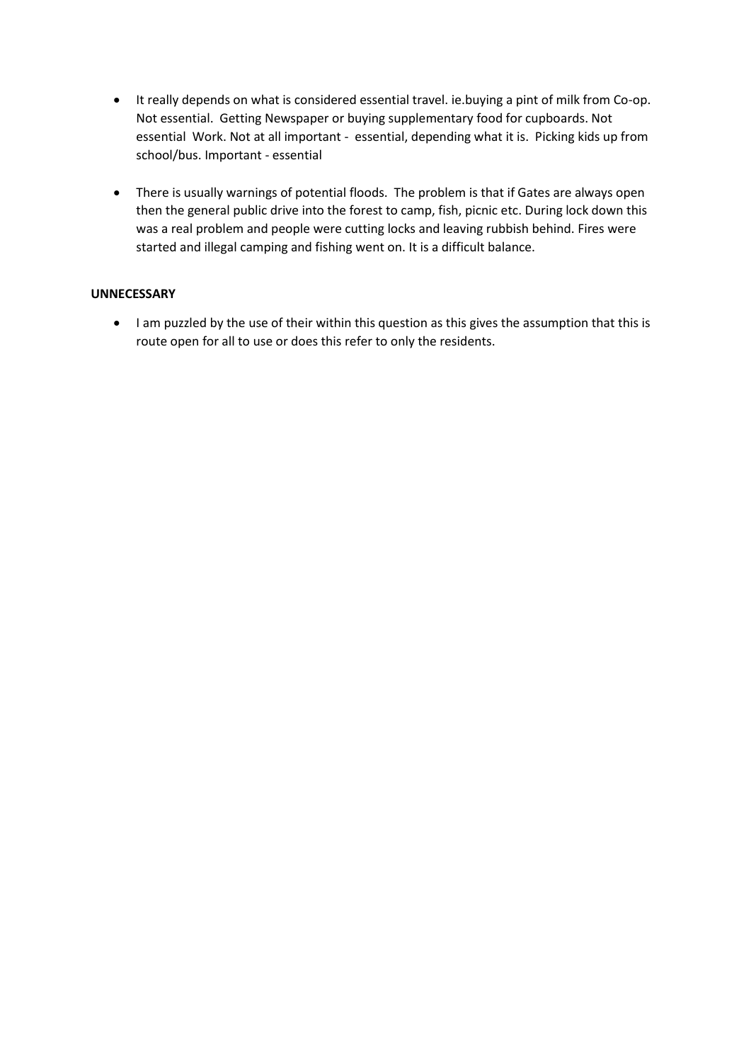- It really depends on what is considered essential travel. ie.buying a pint of milk from Co-op. Not essential. Getting Newspaper or buying supplementary food for cupboards. Not essential Work. Not at all important - essential, depending what it is. Picking kids up from school/bus. Important - essential

- There is usually warnings of potential floods. The problem is that if Gates are always open then the general public drive into the forest to camp, fish, picnic etc. During lock down this was a real problem and people were cutting locks and leaving rubbish behind. Fires were started and illegal camping and fishing went on. It is a difficult balance.

**UNNECESSARY**

- I am puzzled by the use of their within this question as this gives the assumption that this is route open for all to use or does this refer to only the residents.